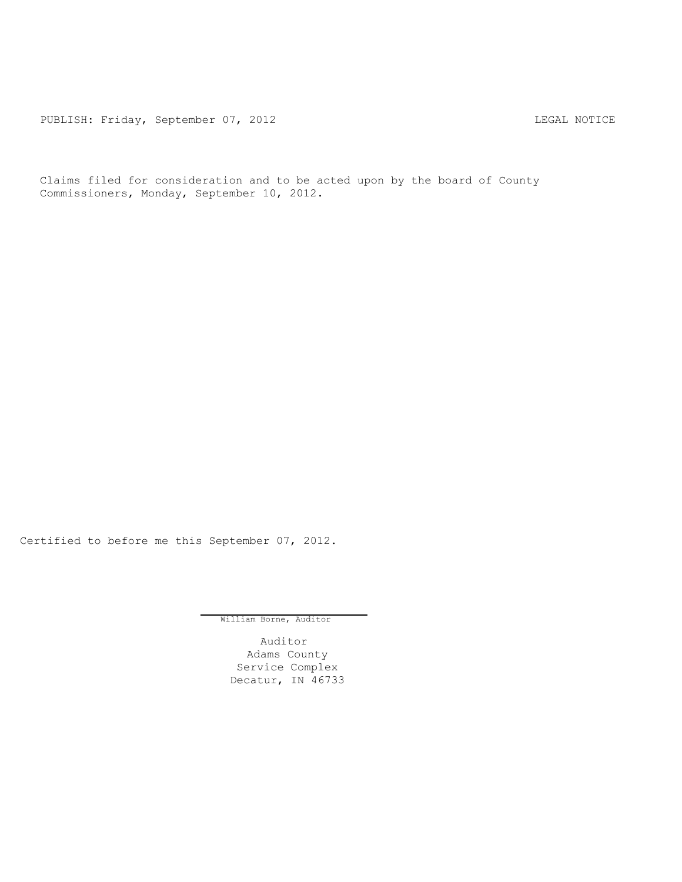PUBLISH: Friday, September 07, 2012 LEGAL NOTICE

Claims filed for consideration and to be acted upon by the board of County Commissioners, Monday, September 10, 2012.

Certified to before me this September 07, 2012.

William Borne, Auditor

Auditor
Adams County
Service Complex
Decatur, IN 46733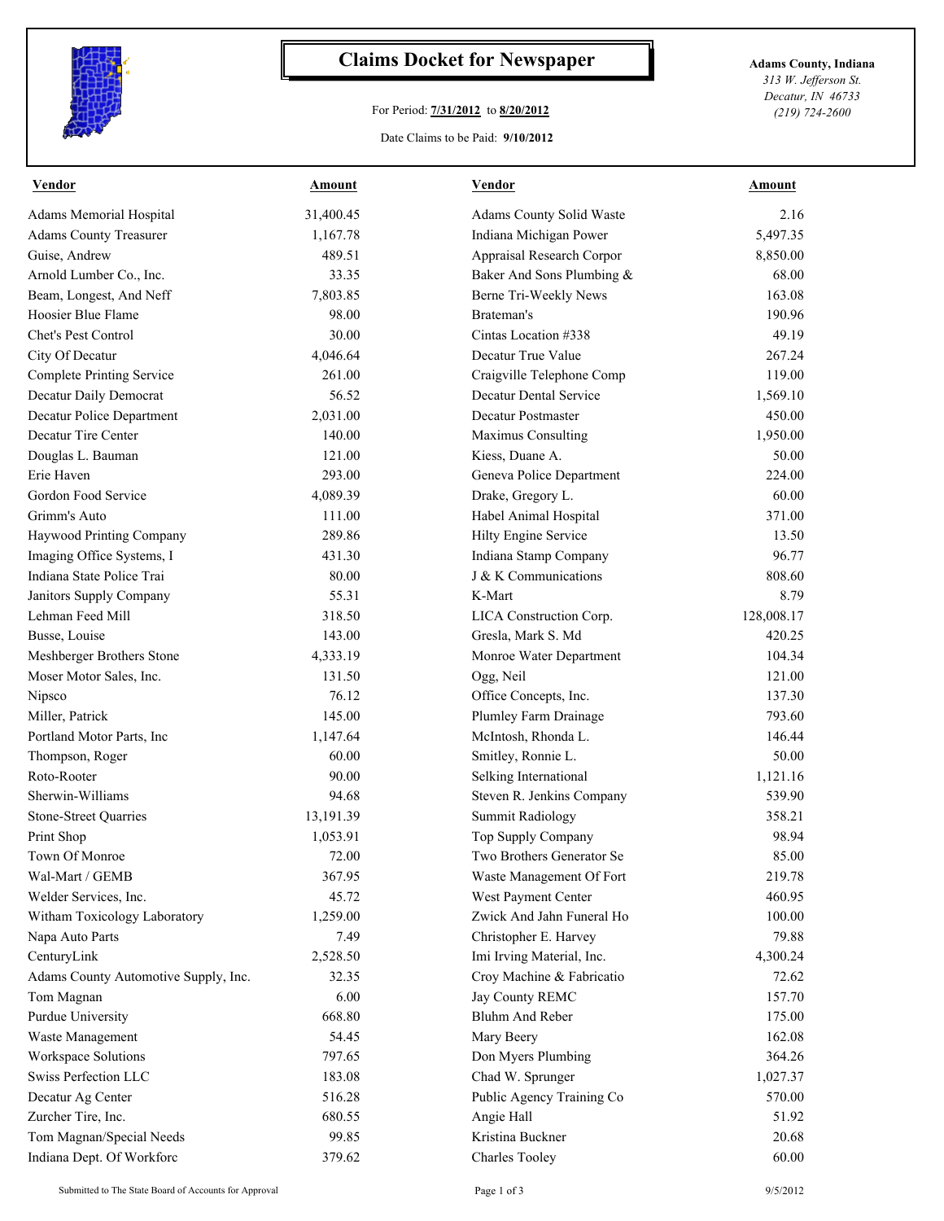# Claims Docket for Newspaper

For Period: **7/31/2012** to **8/20/2012**

Date Claims to be Paid: **9/10/2012**

**Adams County, Indiana**
*313 W. Jefferson St.*
*Decatur, IN 46733*
*(219) 724-2600*

| Vendor | Amount | Vendor | Amount |
|---|---|---|---|
| Adams Memorial Hospital | 31,400.45 | Adams County Solid Waste | 2.16 |
| Adams County Treasurer | 1,167.78 | Indiana Michigan Power | 5,497.35 |
| Guise, Andrew | 489.51 | Appraisal Research Corpor | 8,850.00 |
| Arnold Lumber Co., Inc. | 33.35 | Baker And Sons Plumbing & | 68.00 |
| Beam, Longest, And Neff | 7,803.85 | Berne Tri-Weekly News | 163.08 |
| Hoosier Blue Flame | 98.00 | Brateman's | 190.96 |
| Chet's Pest Control | 30.00 | Cintas Location #338 | 49.19 |
| City Of Decatur | 4,046.64 | Decatur True Value | 267.24 |
| Complete Printing Service | 261.00 | Craigville Telephone Comp | 119.00 |
| Decatur Daily Democrat | 56.52 | Decatur Dental Service | 1,569.10 |
| Decatur Police Department | 2,031.00 | Decatur Postmaster | 450.00 |
| Decatur Tire Center | 140.00 | Maximus Consulting | 1,950.00 |
| Douglas L. Bauman | 121.00 | Kiess, Duane A. | 50.00 |
| Erie Haven | 293.00 | Geneva Police Department | 224.00 |
| Gordon Food Service | 4,089.39 | Drake, Gregory L. | 60.00 |
| Grimm's Auto | 111.00 | Habel Animal Hospital | 371.00 |
| Haywood Printing Company | 289.86 | Hilty Engine Service | 13.50 |
| Imaging Office Systems, I | 431.30 | Indiana Stamp Company | 96.77 |
| Indiana State Police Trai | 80.00 | J & K Communications | 808.60 |
| Janitors Supply Company | 55.31 | K-Mart | 8.79 |
| Lehman Feed Mill | 318.50 | LICA Construction Corp. | 128,008.17 |
| Busse, Louise | 143.00 | Gresla, Mark S. Md | 420.25 |
| Meshberger Brothers Stone | 4,333.19 | Monroe Water Department | 104.34 |
| Moser Motor Sales, Inc. | 131.50 | Ogg, Neil | 121.00 |
| Nipsco | 76.12 | Office Concepts, Inc. | 137.30 |
| Miller, Patrick | 145.00 | Plumley Farm Drainage | 793.60 |
| Portland Motor Parts, Inc | 1,147.64 | McIntosh, Rhonda L. | 146.44 |
| Thompson, Roger | 60.00 | Smitley, Ronnie L. | 50.00 |
| Roto-Rooter | 90.00 | Selking International | 1,121.16 |
| Sherwin-Williams | 94.68 | Steven R. Jenkins Company | 539.90 |
| Stone-Street Quarries | 13,191.39 | Summit Radiology | 358.21 |
| Print Shop | 1,053.91 | Top Supply Company | 98.94 |
| Town Of Monroe | 72.00 | Two Brothers Generator Se | 85.00 |
| Wal-Mart / GEMB | 367.95 | Waste Management Of Fort | 219.78 |
| Welder Services, Inc. | 45.72 | West Payment Center | 460.95 |
| Witham Toxicology Laboratory | 1,259.00 | Zwick And Jahn Funeral Ho | 100.00 |
| Napa Auto Parts | 7.49 | Christopher E. Harvey | 79.88 |
| CenturyLink | 2,528.50 | Imi Irving Material, Inc. | 4,300.24 |
| Adams County Automotive Supply, Inc. | 32.35 | Croy Machine & Fabricatio | 72.62 |
| Tom Magnan | 6.00 | Jay County REMC | 157.70 |
| Purdue University | 668.80 | Bluhm And Reber | 175.00 |
| Waste Management | 54.45 | Mary Beery | 162.08 |
| Workspace Solutions | 797.65 | Don Myers Plumbing | 364.26 |
| Swiss Perfection LLC | 183.08 | Chad W. Sprunger | 1,027.37 |
| Decatur Ag Center | 516.28 | Public Agency Training Co | 570.00 |
| Zurcher Tire, Inc. | 680.55 | Angie Hall | 51.92 |
| Tom Magnan/Special Needs | 99.85 | Kristina Buckner | 20.68 |
| Indiana Dept. Of Workforc | 379.62 | Charles Tooley | 60.00 |

Submitted to The State Board of Accounts for Approval

9/5/2012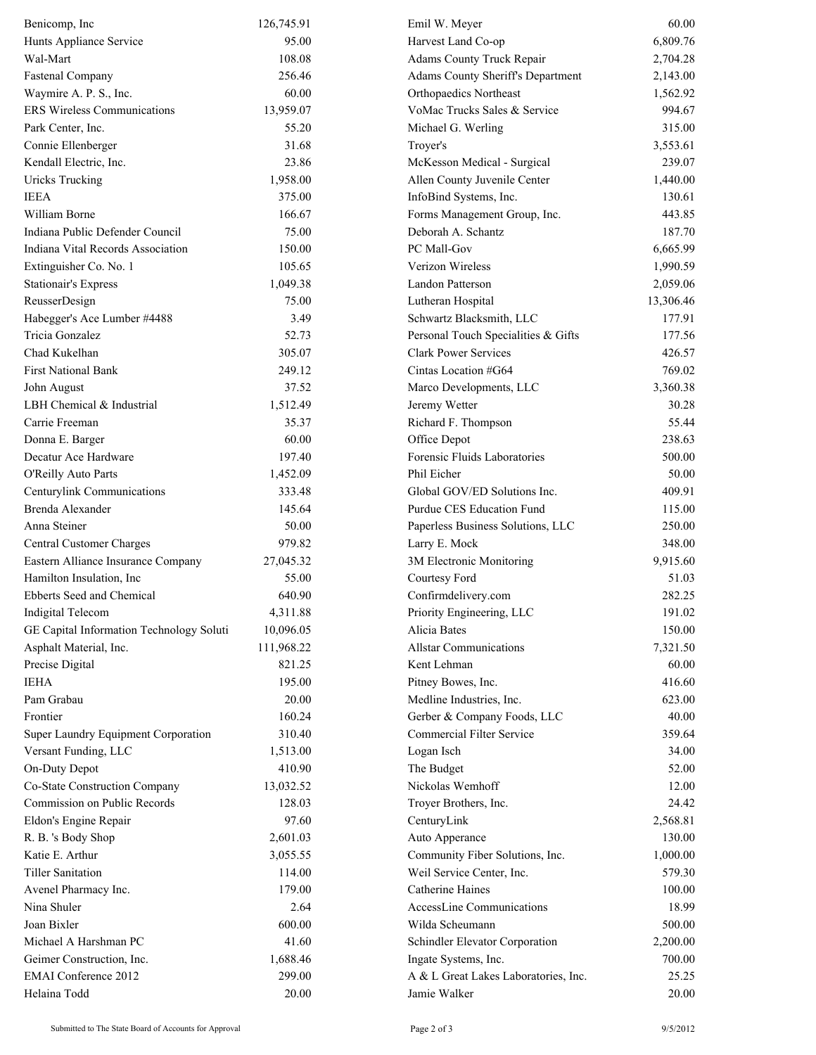| | | | |
|---|---|---|---|
| Benicomp, Inc | 126,745.91 | Emil W. Meyer | 60.00 |
| Hunts Appliance Service | 95.00 | Harvest Land Co-op | 6,809.76 |
| Wal-Mart | 108.08 | Adams County Truck Repair | 2,704.28 |
| Fastenal Company | 256.46 | Adams County Sheriff's Department | 2,143.00 |
| Waymire A. P. S., Inc. | 60.00 | Orthopaedics Northeast | 1,562.92 |
| ERS Wireless Communications | 13,959.07 | VoMac Trucks Sales & Service | 994.67 |
| Park Center, Inc. | 55.20 | Michael G. Werling | 315.00 |
| Connie Ellenberger | 31.68 | Troyer's | 3,553.61 |
| Kendall Electric, Inc. | 23.86 | McKesson Medical - Surgical | 239.07 |
| Uricks Trucking | 1,958.00 | Allen County Juvenile Center | 1,440.00 |
| IEEA | 375.00 | InfoBind Systems, Inc. | 130.61 |
| William Borne | 166.67 | Forms Management Group, Inc. | 443.85 |
| Indiana Public Defender Council | 75.00 | Deborah A. Schantz | 187.70 |
| Indiana Vital Records Association | 150.00 | PC Mall-Gov | 6,665.99 |
| Extinguisher Co. No. 1 | 105.65 | Verizon Wireless | 1,990.59 |
| Stationair's Express | 1,049.38 | Landon Patterson | 2,059.06 |
| ReusserDesign | 75.00 | Lutheran Hospital | 13,306.46 |
| Habegger's Ace Lumber #4488 | 3.49 | Schwartz Blacksmith, LLC | 177.91 |
| Tricia Gonzalez | 52.73 | Personal Touch Specialities & Gifts | 177.56 |
| Chad Kukelhan | 305.07 | Clark Power Services | 426.57 |
| First National Bank | 249.12 | Cintas Location #G64 | 769.02 |
| John August | 37.52 | Marco Developments, LLC | 3,360.38 |
| LBH Chemical & Industrial | 1,512.49 | Jeremy Wetter | 30.28 |
| Carrie Freeman | 35.37 | Richard F. Thompson | 55.44 |
| Donna E. Barger | 60.00 | Office Depot | 238.63 |
| Decatur Ace Hardware | 197.40 | Forensic Fluids Laboratories | 500.00 |
| O'Reilly Auto Parts | 1,452.09 | Phil Eicher | 50.00 |
| Centurylink Communications | 333.48 | Global GOV/ED Solutions Inc. | 409.91 |
| Brenda Alexander | 145.64 | Purdue CES Education Fund | 115.00 |
| Anna Steiner | 50.00 | Paperless Business Solutions, LLC | 250.00 |
| Central Customer Charges | 979.82 | Larry E. Mock | 348.00 |
| Eastern Alliance Insurance Company | 27,045.32 | 3M Electronic Monitoring | 9,915.60 |
| Hamilton Insulation, Inc | 55.00 | Courtesy Ford | 51.03 |
| Ebberts Seed and Chemical | 640.90 | Confirmdelivery.com | 282.25 |
| Indigital Telecom | 4,311.88 | Priority Engineering, LLC | 191.02 |
| GE Capital Information Technology Soluti | 10,096.05 | Alicia Bates | 150.00 |
| Asphalt Material, Inc. | 111,968.22 | Allstar Communications | 7,321.50 |
| Precise Digital | 821.25 | Kent Lehman | 60.00 |
| IEHA | 195.00 | Pitney Bowes, Inc. | 416.60 |
| Pam Grabau | 20.00 | Medline Industries, Inc. | 623.00 |
| Frontier | 160.24 | Gerber & Company Foods, LLC | 40.00 |
| Super Laundry Equipment Corporation | 310.40 | Commercial Filter Service | 359.64 |
| Versant Funding, LLC | 1,513.00 | Logan Isch | 34.00 |
| On-Duty Depot | 410.90 | The Budget | 52.00 |
| Co-State Construction Company | 13,032.52 | Nickolas Wemhoff | 12.00 |
| Commission on Public Records | 128.03 | Troyer Brothers, Inc. | 24.42 |
| Eldon's Engine Repair | 97.60 | CenturyLink | 2,568.81 |
| R. B. 's Body Shop | 2,601.03 | Auto Apperance | 130.00 |
| Katie E. Arthur | 3,055.55 | Community Fiber Solutions, Inc. | 1,000.00 |
| Tiller Sanitation | 114.00 | Weil Service Center, Inc. | 579.30 |
| Avenel Pharmacy Inc. | 179.00 | Catherine Haines | 100.00 |
| Nina Shuler | 2.64 | AccessLine Communications | 18.99 |
| Joan Bixler | 600.00 | Wilda Scheumann | 500.00 |
| Michael A Harshman PC | 41.60 | Schindler Elevator Corporation | 2,200.00 |
| Geimer Construction, Inc. | 1,688.46 | Ingate Systems, Inc. | 700.00 |
| EMAI Conference 2012 | 299.00 | A & L Great Lakes Laboratories, Inc. | 25.25 |
| Helaina Todd | 20.00 | Jamie Walker | 20.00 |

Submitted to The State Board of Accounts for Approval 9/5/2012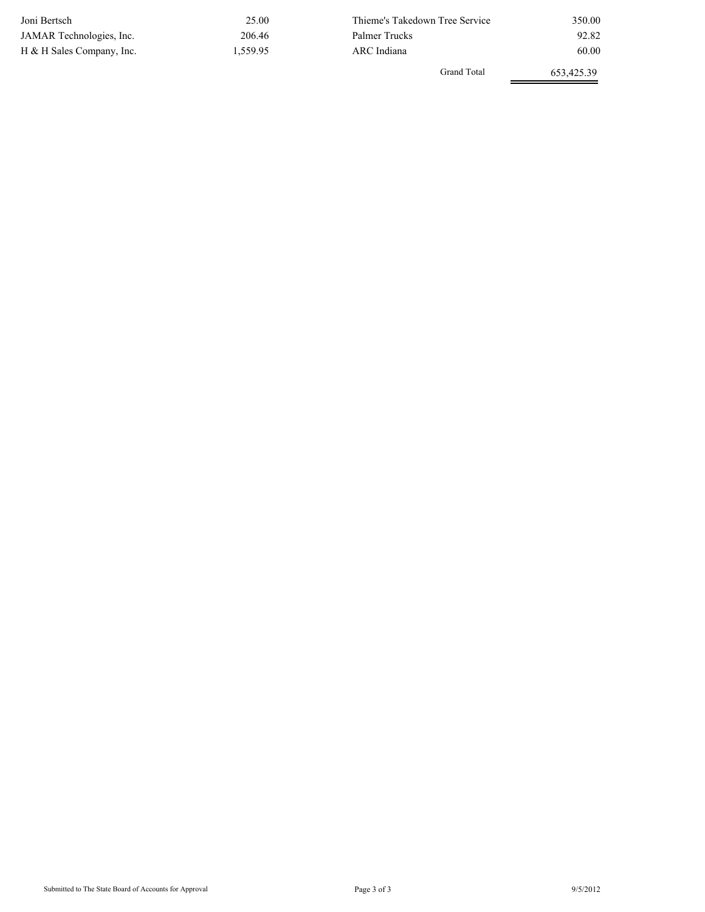| | | | |
|---|---|---|---|
| Joni Bertsch | 25.00 | Thieme's Takedown Tree Service | 350.00 |
| JAMAR Technologies, Inc. | 206.46 | Palmer Trucks | 92.82 |
| H & H Sales Company, Inc. | 1,559.95 | ARC Indiana | 60.00 |
| | | Grand Total | 653,425.39 |

Submitted to The State Board of Accounts for Approval

9/5/2012